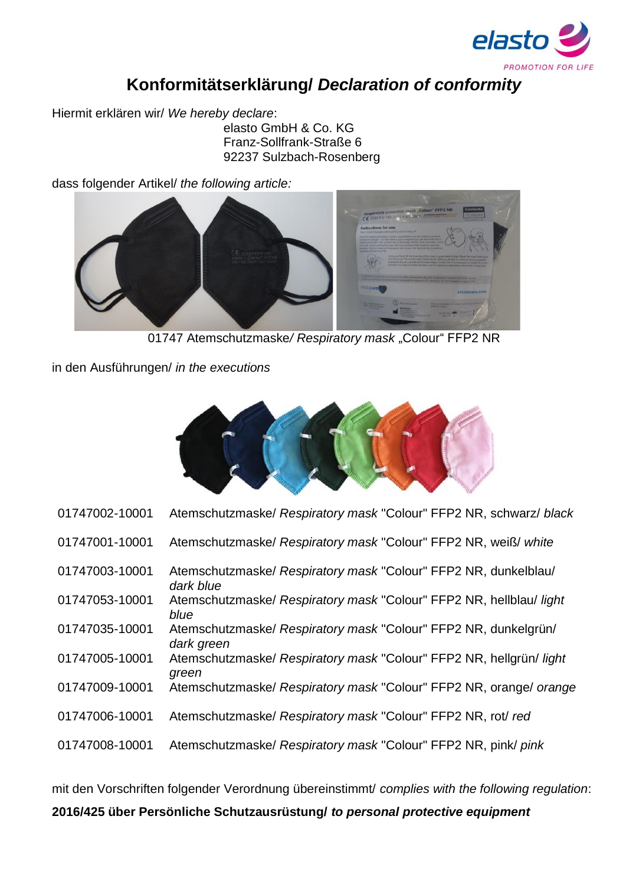# Konformitätserklärung/ *Declaration of conformity*

Hiermit erklären wir/ *We hereby declare*:

elasto GmbH & Co. KG
Franz-Sollfrank-Straße 6
92237 Sulzbach-Rosenberg

dass folgender Artikel/ *the following article:*

01747 Atemschutzmaske/ *Respiratory mask* „Colour" FFP2 NR

in den Ausführungen/ *in the executions*

| | |
|---|---|
| 01747002-10001 | Atemschutzmaske/ *Respiratory mask* "Colour" FFP2 NR, schwarz/ *black* |
| 01747001-10001 | Atemschutzmaske/ *Respiratory mask* "Colour" FFP2 NR, weiß/ *white* |
| 01747003-10001 | Atemschutzmaske/ *Respiratory mask* "Colour" FFP2 NR, dunkelblau/ *dark blue* |
| 01747053-10001 | Atemschutzmaske/ *Respiratory mask* "Colour" FFP2 NR, hellblau/ *light blue* |
| 01747035-10001 | Atemschutzmaske/ *Respiratory mask* "Colour" FFP2 NR, dunkelgrün/ *dark green* |
| 01747005-10001 | Atemschutzmaske/ *Respiratory mask* "Colour" FFP2 NR, hellgrün/ *light green* |
| 01747009-10001 | Atemschutzmaske/ *Respiratory mask* "Colour" FFP2 NR, orange/ *orange* |
| 01747006-10001 | Atemschutzmaske/ *Respiratory mask* "Colour" FFP2 NR, rot/ *red* |
| 01747008-10001 | Atemschutzmaske/ *Respiratory mask* "Colour" FFP2 NR, pink/ *pink* |

mit den Vorschriften folgender Verordnung übereinstimmt/ *complies with the following regulation*:

**2016/425 über Persönliche Schutzausrüstung/ *to personal protective equipment***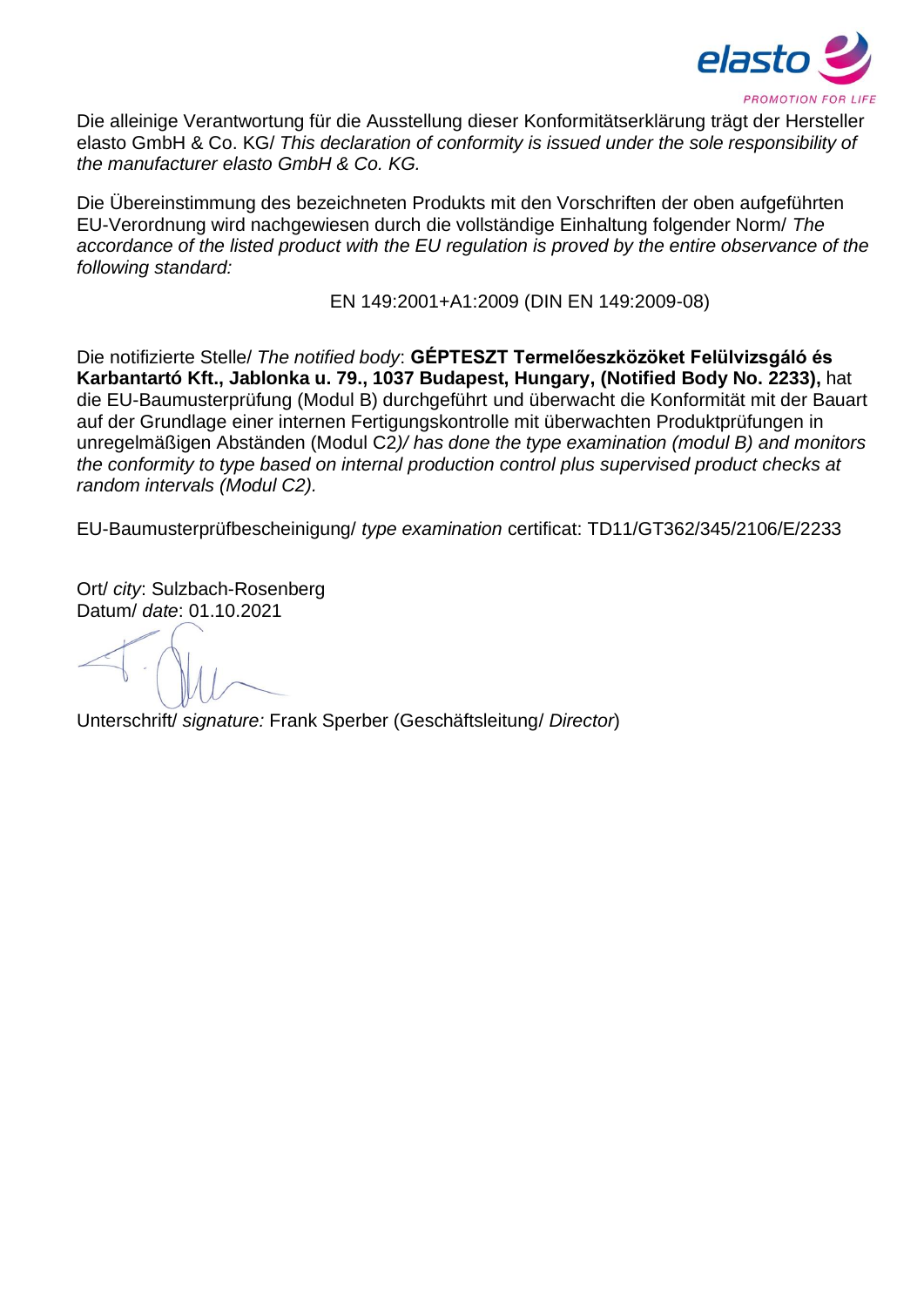Die alleinige Verantwortung für die Ausstellung dieser Konformitätserklärung trägt der Hersteller elasto GmbH & Co. KG/ *This declaration of conformity is issued under the sole responsibility of the manufacturer elasto GmbH & Co. KG.*

Die Übereinstimmung des bezeichneten Produkts mit den Vorschriften der oben aufgeführten EU-Verordnung wird nachgewiesen durch die vollständige Einhaltung folgender Norm/ *The accordance of the listed product with the EU regulation is proved by the entire observance of the following standard:*

EN 149:2001+A1:2009 (DIN EN 149:2009-08)

Die notifizierte Stelle/ *The notified body*: **GÉPTESZT Termelőeszközöket Felülvizsgáló és Karbantartó Kft., Jablonka u. 79., 1037 Budapest, Hungary, (Notified Body No. 2233),** hat die EU-Baumusterprüfung (Modul B) durchgeführt und überwacht die Konformität mit der Bauart auf der Grundlage einer internen Fertigungskontrolle mit überwachten Produktprüfungen in unregelmäßigen Abständen (Modul C2*)/ has done the type examination (modul B) and monitors the conformity to type based on internal production control plus supervised product checks at random intervals (Modul C2).*

EU-Baumusterprüfbescheinigung/ *type examination* certificat: TD11/GT362/345/2106/E/2233

Ort/ *city*: Sulzbach-Rosenberg
Datum/ *date*: 01.10.2021

Unterschrift/ *signature:* Frank Sperber (Geschäftsleitung/ *Director*)